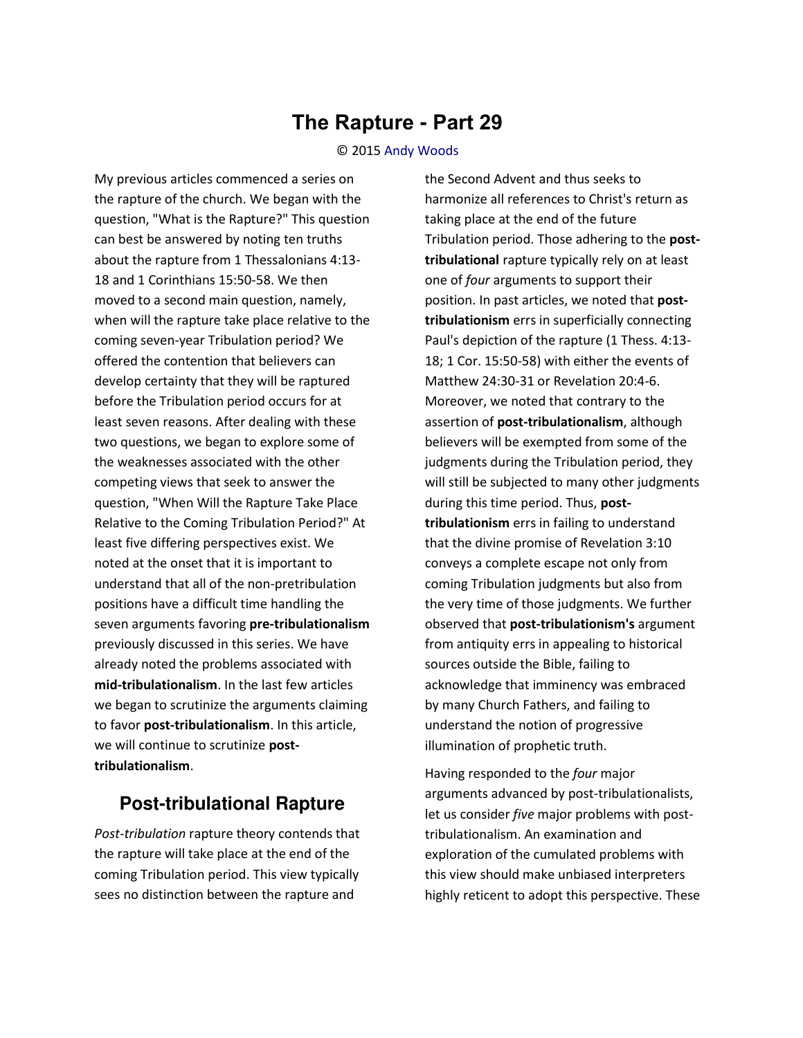# The Rapture - Part 29

© 2015 Andy Woods

My previous articles commenced a series on the rapture of the church. We began with the question, "What is the Rapture?" This question can best be answered by noting ten truths about the rapture from 1 Thessalonians 4:13-18 and 1 Corinthians 15:50-58. We then moved to a second main question, namely, when will the rapture take place relative to the coming seven-year Tribulation period? We offered the contention that believers can develop certainty that they will be raptured before the Tribulation period occurs for at least seven reasons. After dealing with these two questions, we began to explore some of the weaknesses associated with the other competing views that seek to answer the question, "When Will the Rapture Take Place Relative to the Coming Tribulation Period?" At least five differing perspectives exist. We noted at the onset that it is important to understand that all of the non-pretribulation positions have a difficult time handling the seven arguments favoring **pre-tribulationalism** previously discussed in this series. We have already noted the problems associated with **mid-tribulationalism**. In the last few articles we began to scrutinize the arguments claiming to favor **post-tribulationalism**. In this article, we will continue to scrutinize **post-tribulationalism**.

## Post-tribulational Rapture

*Post-tribulation* rapture theory contends that the rapture will take place at the end of the coming Tribulation period. This view typically sees no distinction between the rapture and the Second Advent and thus seeks to harmonize all references to Christ's return as taking place at the end of the future Tribulation period. Those adhering to the **post-tribulational** rapture typically rely on at least one of *four* arguments to support their position. In past articles, we noted that **post-tribulationism** errs in superficially connecting Paul's depiction of the rapture (1 Thess. 4:13-18; 1 Cor. 15:50-58) with either the events of Matthew 24:30-31 or Revelation 20:4-6. Moreover, we noted that contrary to the assertion of **post-tribulationalism**, although believers will be exempted from some of the judgments during the Tribulation period, they will still be subjected to many other judgments during this time period. Thus, **post-tribulationism** errs in failing to understand that the divine promise of Revelation 3:10 conveys a complete escape not only from coming Tribulation judgments but also from the very time of those judgments. We further observed that **post-tribulationism's** argument from antiquity errs in appealing to historical sources outside the Bible, failing to acknowledge that imminency was embraced by many Church Fathers, and failing to understand the notion of progressive illumination of prophetic truth.

Having responded to the *four* major arguments advanced by post-tribulationalists, let us consider *five* major problems with post-tribulationalism. An examination and exploration of the cumulated problems with this view should make unbiased interpreters highly reticent to adopt this perspective. These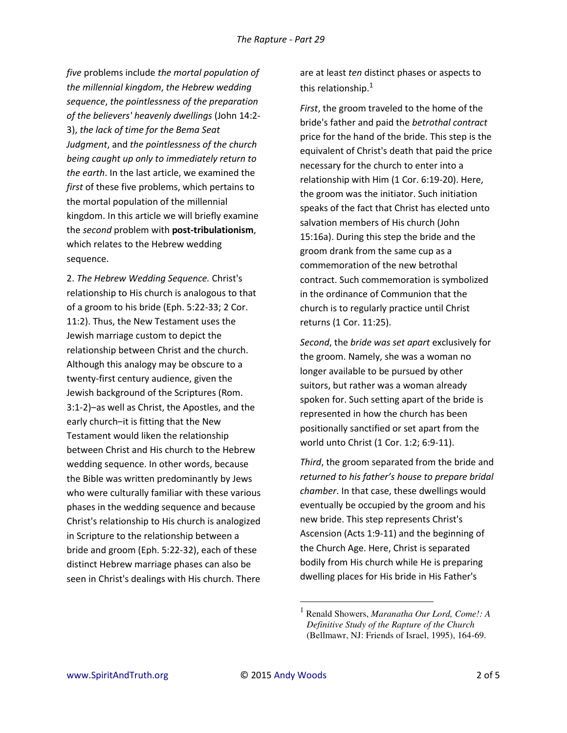*five* problems include *the mortal population of the millennial kingdom*, *the Hebrew wedding sequence*, *the pointlessness of the preparation of the believers' heavenly dwellings* (John 14:2-3), *the lack of time for the Bema Seat Judgment*, and *the pointlessness of the church being caught up only to immediately return to the earth*. In the last article, we examined the *first* of these five problems, which pertains to the mortal population of the millennial kingdom. In this article we will briefly examine the *second* problem with **post-tribulationism**, which relates to the Hebrew wedding sequence.

2. *The Hebrew Wedding Sequence.* Christ's relationship to His church is analogous to that of a groom to his bride (Eph. 5:22-33; 2 Cor. 11:2). Thus, the New Testament uses the Jewish marriage custom to depict the relationship between Christ and the church. Although this analogy may be obscure to a twenty-first century audience, given the Jewish background of the Scriptures (Rom. 3:1-2)–as well as Christ, the Apostles, and the early church–it is fitting that the New Testament would liken the relationship between Christ and His church to the Hebrew wedding sequence. In other words, because the Bible was written predominantly by Jews who were culturally familiar with these various phases in the wedding sequence and because Christ's relationship to His church is analogized in Scripture to the relationship between a bride and groom (Eph. 5:22-32), each of these distinct Hebrew marriage phases can also be seen in Christ's dealings with His church. There are at least *ten* distinct phases or aspects to this relationship.[1]

*First*, the groom traveled to the home of the bride's father and paid the *betrothal contract* price for the hand of the bride. This step is the equivalent of Christ's death that paid the price necessary for the church to enter into a relationship with Him (1 Cor. 6:19-20). Here, the groom was the initiator. Such initiation speaks of the fact that Christ has elected unto salvation members of His church (John 15:16a). During this step the bride and the groom drank from the same cup as a commemoration of the new betrothal contract. Such commemoration is symbolized in the ordinance of Communion that the church is to regularly practice until Christ returns (1 Cor. 11:25).

*Second*, the *bride was set apart* exclusively for the groom. Namely, she was a woman no longer available to be pursued by other suitors, but rather was a woman already spoken for. Such setting apart of the bride is represented in how the church has been positionally sanctified or set apart from the world unto Christ (1 Cor. 1:2; 6:9-11).

*Third*, the groom separated from the bride and *returned to his father's house to prepare bridal chamber*. In that case, these dwellings would eventually be occupied by the groom and his new bride. This step represents Christ's Ascension (Acts 1:9-11) and the beginning of the Church Age. Here, Christ is separated bodily from His church while He is preparing dwelling places for His bride in His Father's

---

[1] Renald Showers, *Maranatha Our Lord, Come!: A Definitive Study of the Rapture of the Church* (Bellmawr, NJ: Friends of Israel, 1995), 164-69.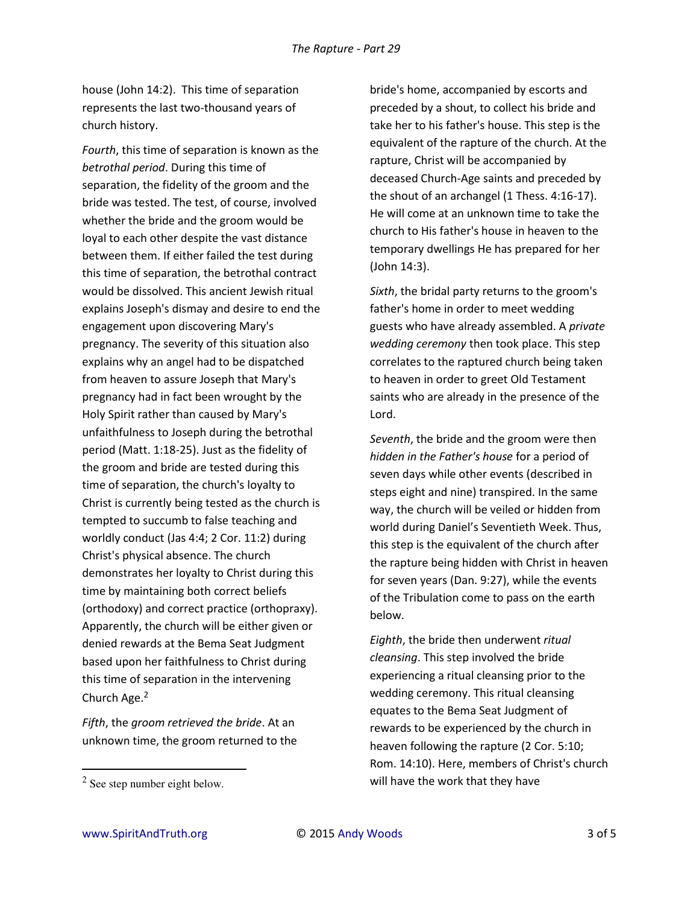house (John 14:2). This time of separation represents the last two-thousand years of church history.

*Fourth*, this time of separation is known as the *betrothal period*. During this time of separation, the fidelity of the groom and the bride was tested. The test, of course, involved whether the bride and the groom would be loyal to each other despite the vast distance between them. If either failed the test during this time of separation, the betrothal contract would be dissolved. This ancient Jewish ritual explains Joseph's dismay and desire to end the engagement upon discovering Mary's pregnancy. The severity of this situation also explains why an angel had to be dispatched from heaven to assure Joseph that Mary's pregnancy had in fact been wrought by the Holy Spirit rather than caused by Mary's unfaithfulness to Joseph during the betrothal period (Matt. 1:18-25). Just as the fidelity of the groom and bride are tested during this time of separation, the church's loyalty to Christ is currently being tested as the church is tempted to succumb to false teaching and worldly conduct (Jas 4:4; 2 Cor. 11:2) during Christ's physical absence. The church demonstrates her loyalty to Christ during this time by maintaining both correct beliefs (orthodoxy) and correct practice (orthopraxy). Apparently, the church will be either given or denied rewards at the Bema Seat Judgment based upon her faithfulness to Christ during this time of separation in the intervening Church Age.[2]

*Fifth*, the *groom retrieved the bride*. At an unknown time, the groom returned to the bride's home, accompanied by escorts and preceded by a shout, to collect his bride and take her to his father's house. This step is the equivalent of the rapture of the church. At the rapture, Christ will be accompanied by deceased Church-Age saints and preceded by the shout of an archangel (1 Thess. 4:16-17). He will come at an unknown time to take the church to His father's house in heaven to the temporary dwellings He has prepared for her (John 14:3).

*Sixth*, the bridal party returns to the groom's father's home in order to meet wedding guests who have already assembled. A *private wedding ceremony* then took place. This step correlates to the raptured church being taken to heaven in order to greet Old Testament saints who are already in the presence of the Lord.

*Seventh*, the bride and the groom were then *hidden in the Father's house* for a period of seven days while other events (described in steps eight and nine) transpired. In the same way, the church will be veiled or hidden from world during Daniel's Seventieth Week. Thus, this step is the equivalent of the church after the rapture being hidden with Christ in heaven for seven years (Dan. 9:27), while the events of the Tribulation come to pass on the earth below.

*Eighth*, the bride then underwent *ritual cleansing*. This step involved the bride experiencing a ritual cleansing prior to the wedding ceremony. This ritual cleansing equates to the Bema Seat Judgment of rewards to be experienced by the church in heaven following the rapture (2 Cor. 5:10; Rom. 14:10). Here, members of Christ's church will have the work that they have

---

[2] See step number eight below.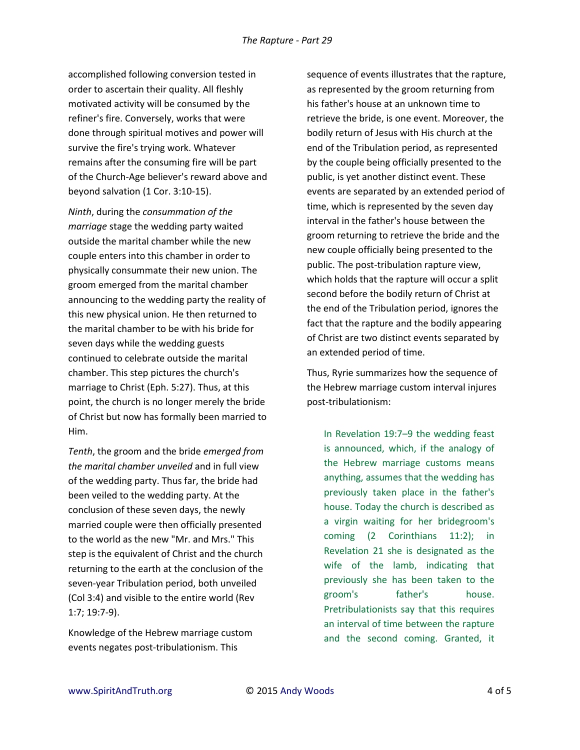accomplished following conversion tested in order to ascertain their quality. All fleshly motivated activity will be consumed by the refiner's fire. Conversely, works that were done through spiritual motives and power will survive the fire's trying work. Whatever remains after the consuming fire will be part of the Church-Age believer's reward above and beyond salvation (1 Cor. 3:10-15).

*Ninth*, during the *consummation of the marriage* stage the wedding party waited outside the marital chamber while the new couple enters into this chamber in order to physically consummate their new union. The groom emerged from the marital chamber announcing to the wedding party the reality of this new physical union. He then returned to the marital chamber to be with his bride for seven days while the wedding guests continued to celebrate outside the marital chamber. This step pictures the church's marriage to Christ (Eph. 5:27). Thus, at this point, the church is no longer merely the bride of Christ but now has formally been married to Him.

*Tenth*, the groom and the bride *emerged from the marital chamber unveiled* and in full view of the wedding party. Thus far, the bride had been veiled to the wedding party. At the conclusion of these seven days, the newly married couple were then officially presented to the world as the new "Mr. and Mrs." This step is the equivalent of Christ and the church returning to the earth at the conclusion of the seven-year Tribulation period, both unveiled (Col 3:4) and visible to the entire world (Rev 1:7; 19:7-9).

Knowledge of the Hebrew marriage custom events negates post-tribulationism. This sequence of events illustrates that the rapture, as represented by the groom returning from his father's house at an unknown time to retrieve the bride, is one event. Moreover, the bodily return of Jesus with His church at the end of the Tribulation period, as represented by the couple being officially presented to the public, is yet another distinct event. These events are separated by an extended period of time, which is represented by the seven day interval in the father's house between the groom returning to retrieve the bride and the new couple officially being presented to the public. The post-tribulation rapture view, which holds that the rapture will occur a split second before the bodily return of Christ at the end of the Tribulation period, ignores the fact that the rapture and the bodily appearing of Christ are two distinct events separated by an extended period of time.

Thus, Ryrie summarizes how the sequence of the Hebrew marriage custom interval injures post-tribulationism:

> In Revelation 19:7–9 the wedding feast is announced, which, if the analogy of the Hebrew marriage customs means anything, assumes that the wedding has previously taken place in the father's house. Today the church is described as a virgin waiting for her bridegroom's coming (2 Corinthians 11:2); in Revelation 21 she is designated as the wife of the lamb, indicating that previously she has been taken to the groom's father's house. Pretribulationists say that this requires an interval of time between the rapture and the second coming. Granted, it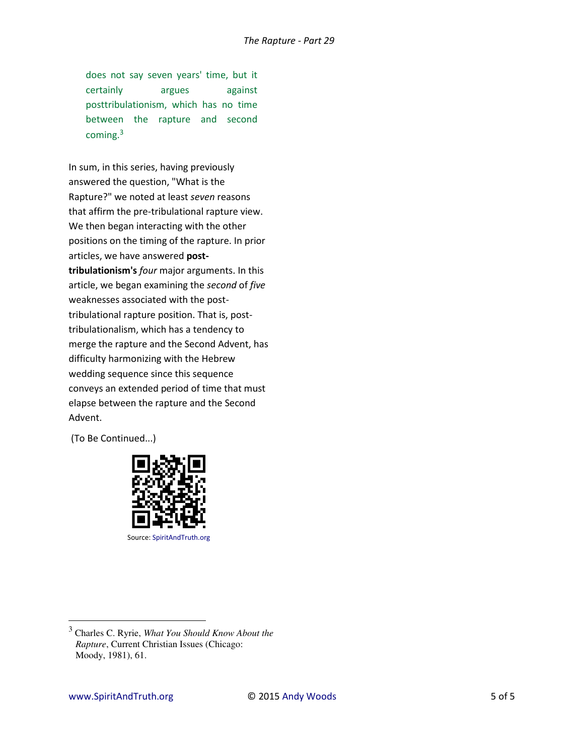> does not say seven years' time, but it certainly argues against posttribulationism, which has no time between the rapture and second coming.[3]

In sum, in this series, having previously answered the question, "What is the Rapture?" we noted at least *seven* reasons that affirm the pre-tribulational rapture view. We then began interacting with the other positions on the timing of the rapture. In prior articles, we have answered **post-tribulationism's** *four* major arguments. In this article, we began examining the *second* of *five* weaknesses associated with the post-tribulational rapture position. That is, post-tribulationalism, which has a tendency to merge the rapture and the Second Advent, has difficulty harmonizing with the Hebrew wedding sequence since this sequence conveys an extended period of time that must elapse between the rapture and the Second Advent.

(To Be Continued...)

Source: SpiritAndTruth.org

---

[3] Charles C. Ryrie, *What You Should Know About the Rapture*, Current Christian Issues (Chicago: Moody, 1981), 61.